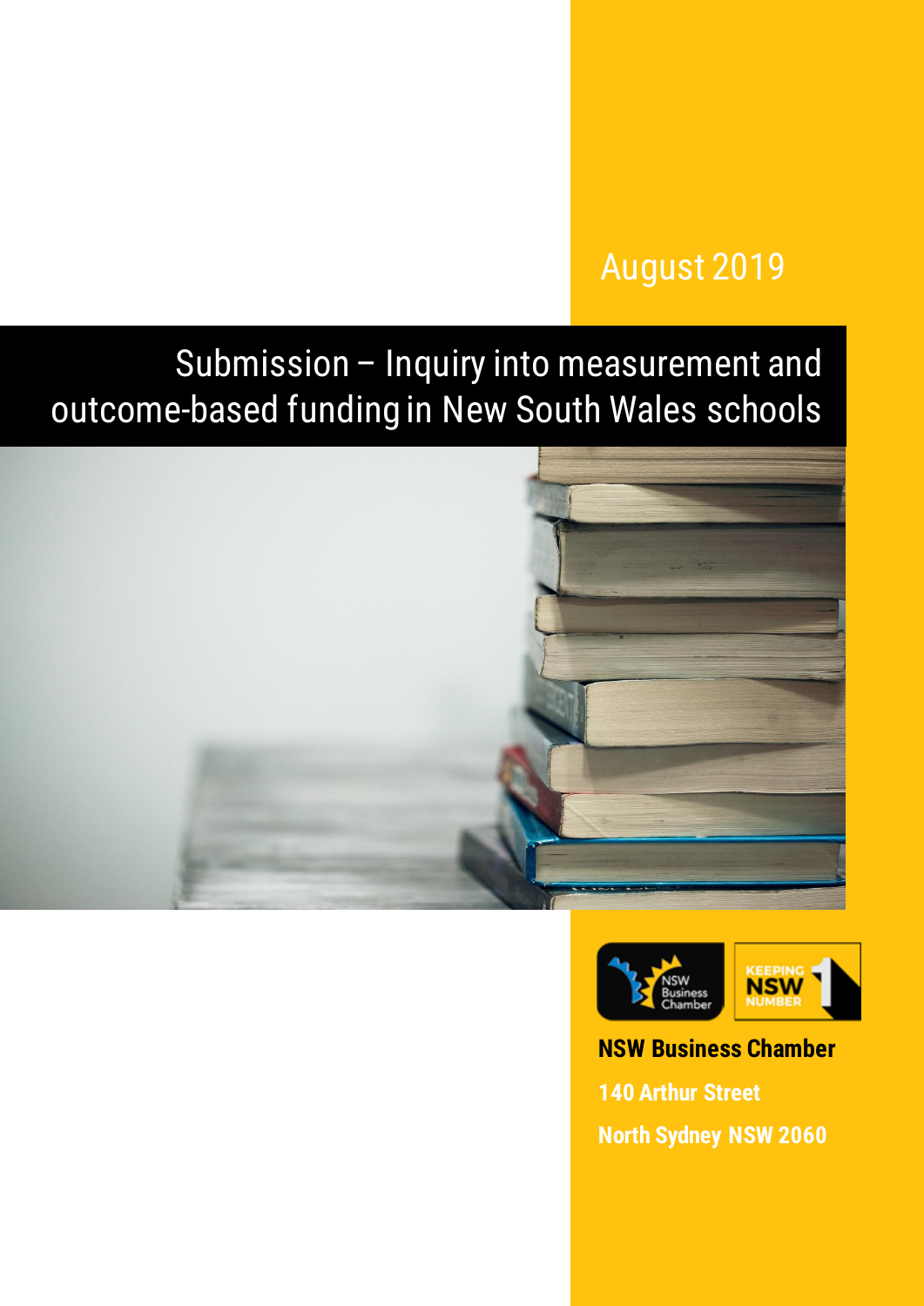August 2019

# Submission – Inquiry into measurement and outcome-based funding in New South Wales schools

**NSW Business Chamber**

**140 Arthur Street**

**North Sydney NSW 2060**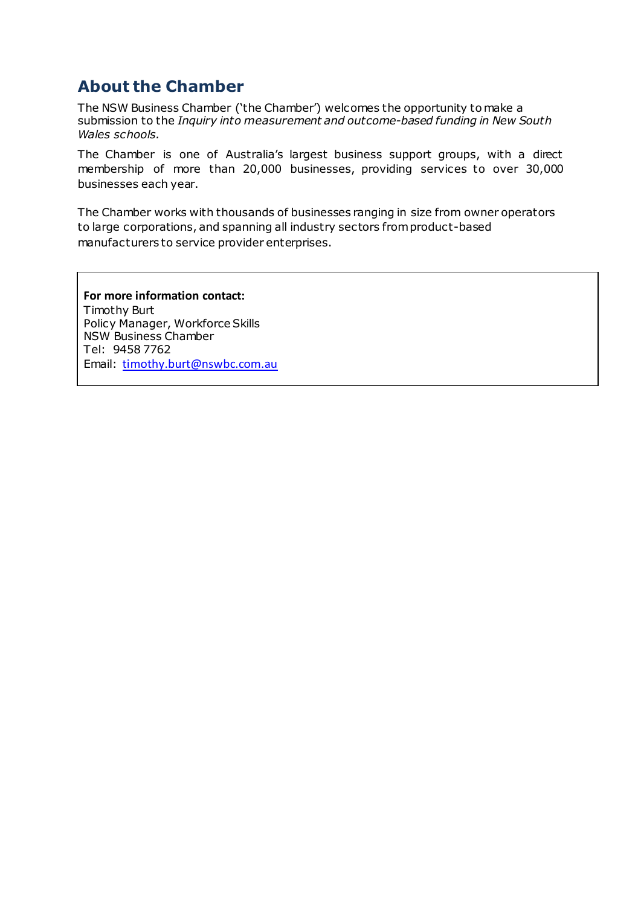## About the Chamber

The NSW Business Chamber ('the Chamber') welcomes the opportunity to make a submission to the *Inquiry into measurement and outcome-based funding in New South Wales schools.*

The Chamber is one of Australia's largest business support groups, with a direct membership of more than 20,000 businesses, providing services to over 30,000 businesses each year.

The Chamber works with thousands of businesses ranging in size from owner operators to large corporations, and spanning all industry sectors from product-based manufacturers to service provider enterprises.

**For more information contact:**
Timothy Burt
Policy Manager, Workforce Skills
NSW Business Chamber
Tel: 9458 7762
Email: timothy.burt@nswbc.com.au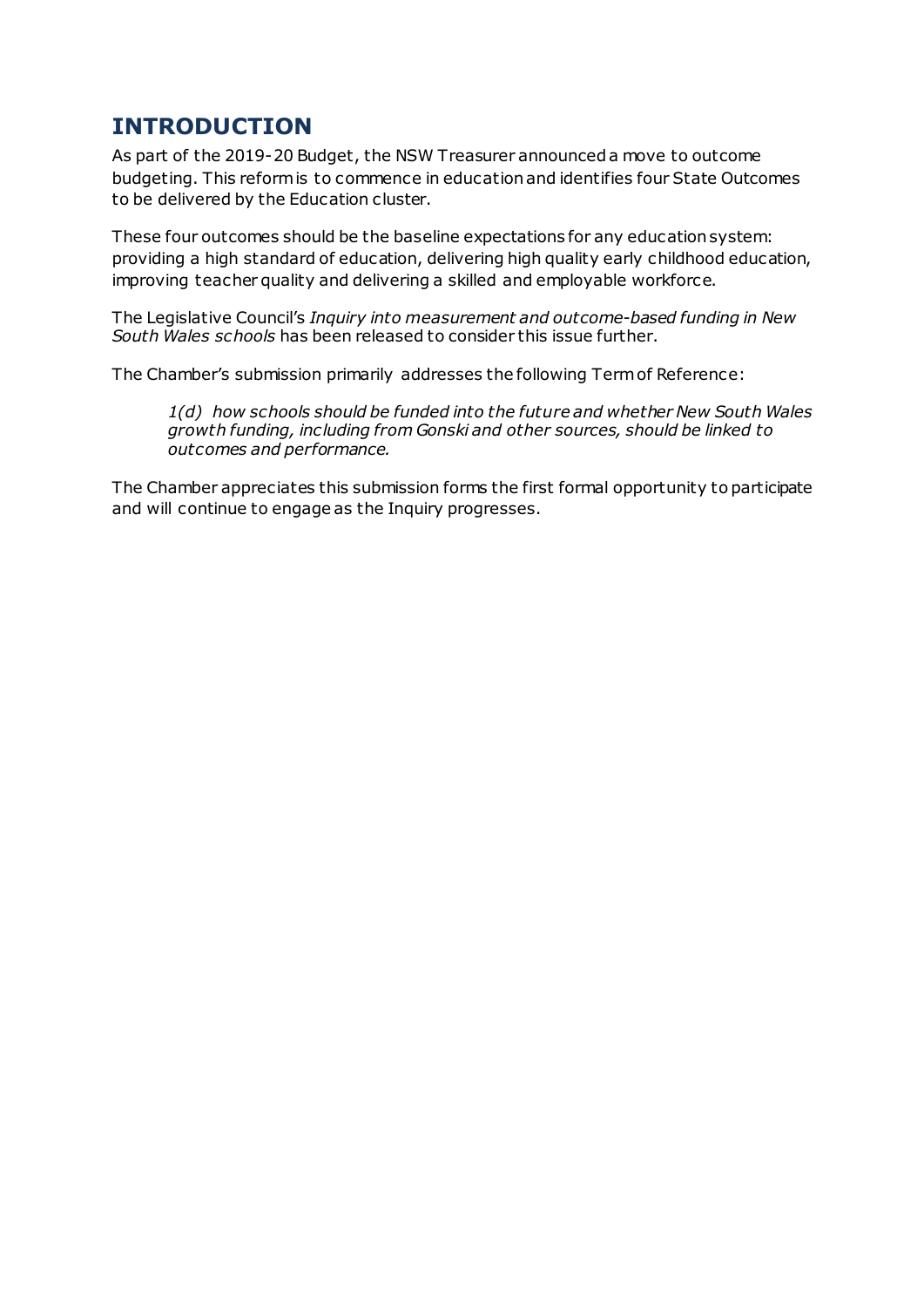# INTRODUCTION

As part of the 2019-20 Budget, the NSW Treasurer announced a move to outcome budgeting. This reform is to commence in education and identifies four State Outcomes to be delivered by the Education cluster.

These four outcomes should be the baseline expectations for any education system: providing a high standard of education, delivering high quality early childhood education, improving teacher quality and delivering a skilled and employable workforce.

The Legislative Council's *Inquiry into measurement and outcome-based funding in New South Wales schools* has been released to consider this issue further.

The Chamber's submission primarily addresses the following Term of Reference:

> *1(d) how schools should be funded into the future and whether New South Wales growth funding, including from Gonski and other sources, should be linked to outcomes and performance.*

The Chamber appreciates this submission forms the first formal opportunity to participate and will continue to engage as the Inquiry progresses.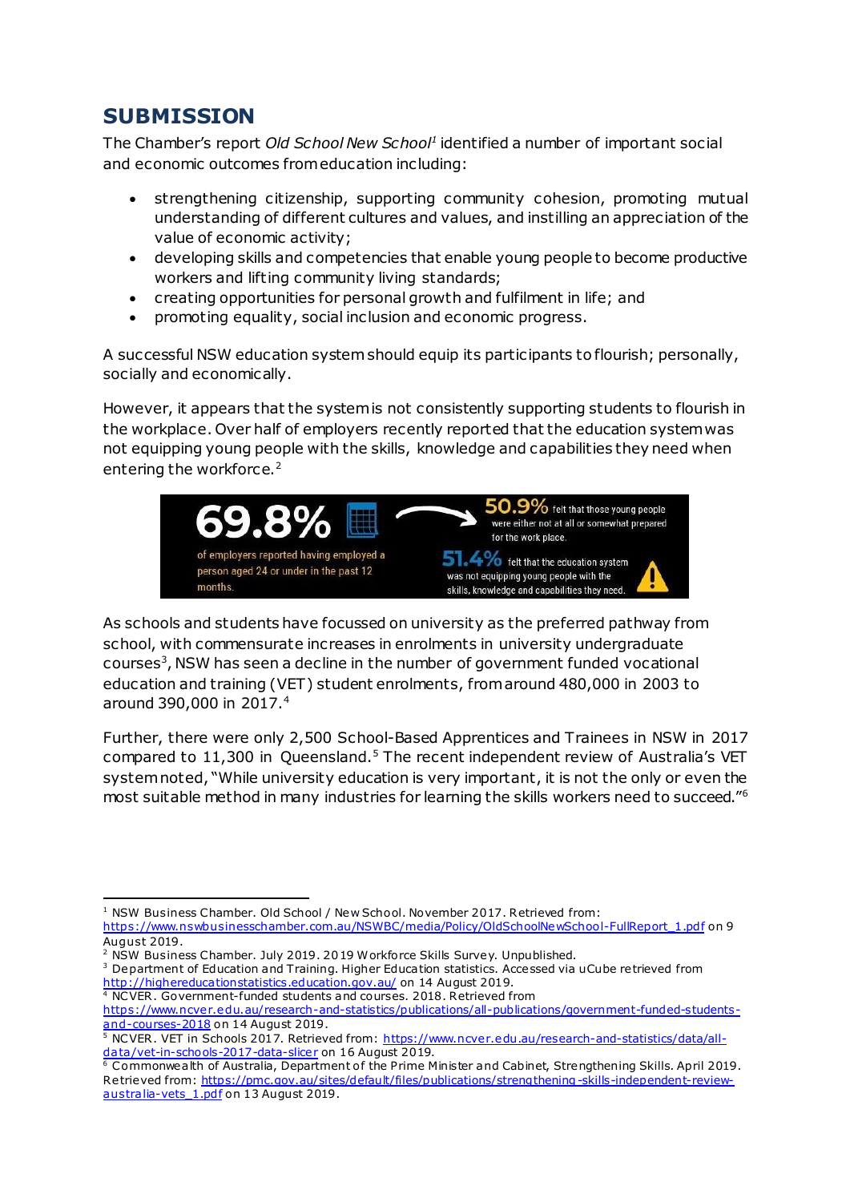## SUBMISSION

The Chamber's report *Old School New School*[1] identified a number of important social and economic outcomes from education including:

- strengthening citizenship, supporting community cohesion, promoting mutual understanding of different cultures and values, and instilling an appreciation of the value of economic activity;
- developing skills and competencies that enable young people to become productive workers and lifting community living standards;
- creating opportunities for personal growth and fulfilment in life; and
- promoting equality, social inclusion and economic progress.

A successful NSW education system should equip its participants to flourish; personally, socially and economically.

However, it appears that the system is not consistently supporting students to flourish in the workplace. Over half of employers recently reported that the education system was not equipping young people with the skills, knowledge and capabilities they need when entering the workforce.[2]

**69.8%** of employers reported having employed a person aged 24 or under in the past 12 months.

**50.9%** felt that those young people were either not at all or somewhat prepared for the work place.

**51.4%** felt that the education system was not equipping young people with the skills, knowledge and capabilities they need.

As schools and students have focussed on university as the preferred pathway from school, with commensurate increases in enrolments in university undergraduate courses[3], NSW has seen a decline in the number of government funded vocational education and training (VET) student enrolments, from around 480,000 in 2003 to around 390,000 in 2017.[4]

Further, there were only 2,500 School-Based Apprentices and Trainees in NSW in 2017 compared to 11,300 in Queensland.[5] The recent independent review of Australia's VET system noted, "While university education is very important, it is not the only or even the most suitable method in many industries for learning the skills workers need to succeed."[6]

---

[1] NSW Business Chamber. Old School / New School. November 2017. Retrieved from: https://www.nswbusinesschamber.com.au/NSWBC/media/Policy/OldSchoolNewSchool-FullReport_1.pdf on 9 August 2019.

[2] NSW Business Chamber. July 2019. 2019 Workforce Skills Survey. Unpublished.

[3] Department of Education and Training. Higher Education statistics. Accessed via uCube retrieved from http://highereducationstatistics.education.gov.au/ on 14 August 2019.

[4] NCVER. Government-funded students and courses. 2018. Retrieved from https://www.ncver.edu.au/research-and-statistics/publications/all-publications/government-funded-students-and-courses-2018 on 14 August 2019.

[5] NCVER. VET in Schools 2017. Retrieved from: https://www.ncver.edu.au/research-and-statistics/data/all-data/vet-in-schools-2017-data-slicer on 16 August 2019.

[6] Commonwealth of Australia, Department of the Prime Minister and Cabinet, Strengthening Skills. April 2019. Retrieved from: https://pmc.gov.au/sites/default/files/publications/strengthening-skills-independent-review-australia-vets_1.pdf on 13 August 2019.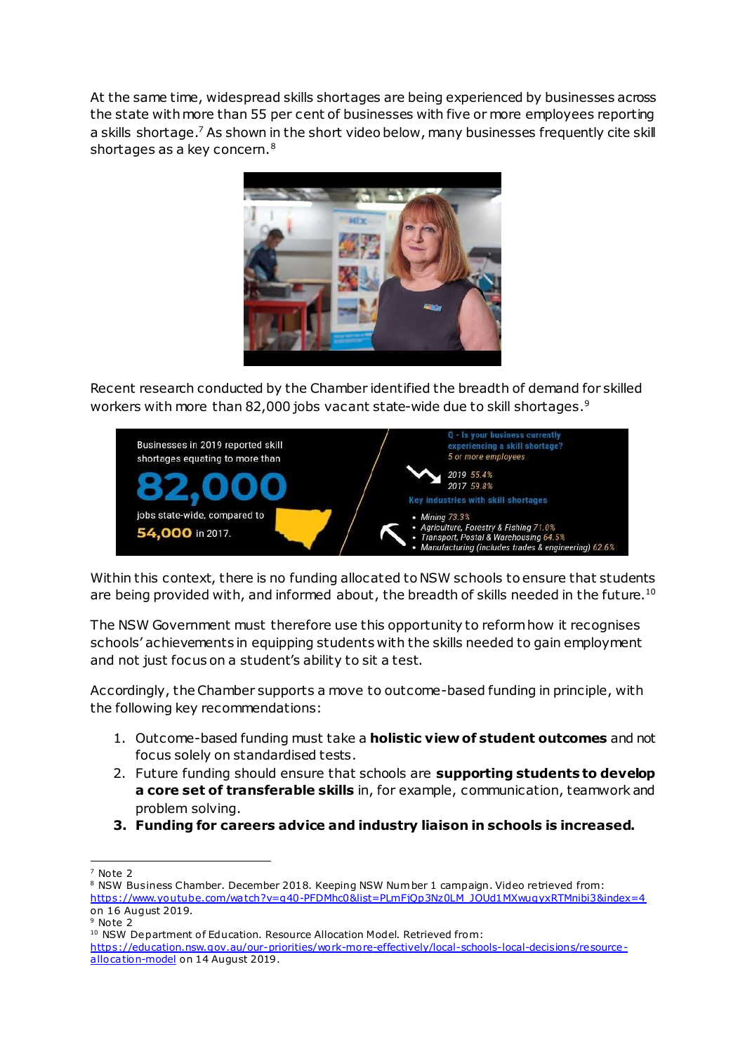At the same time, widespread skills shortages are being experienced by businesses across the state with more than 55 per cent of businesses with five or more employees reporting a skills shortage.[7] As shown in the short video below, many businesses frequently cite skill shortages as a key concern.[8]

Recent research conducted by the Chamber identified the breadth of demand for skilled workers with more than 82,000 jobs vacant state-wide due to skill shortages.[9]

Businesses in 2019 reported skill shortages equating to more than **82,000** jobs state-wide, compared to **54,000** in 2017.

Q - Is your business currently experiencing a skill shortage?
*5 or more employees*

*2019 55.4%*
*2017 59.8%*

Key industries with skill shortages

- *Mining 73.3%*
- *Agriculture, Forestry & Fishing 71.0%*
- *Transport, Postal & Warehousing 64.5%*
- *Manufacturing (includes trades & engineering) 62.6%*

Within this context, there is no funding allocated to NSW schools to ensure that students are being provided with, and informed about, the breadth of skills needed in the future.[10]

The NSW Government must therefore use this opportunity to reform how it recognises schools' achievements in equipping students with the skills needed to gain employment and not just focus on a student's ability to sit a test.

Accordingly, the Chamber supports a move to outcome-based funding in principle, with the following key recommendations:

1. Outcome-based funding must take a **holistic view of student outcomes** and not focus solely on standardised tests.
2. Future funding should ensure that schools are **supporting students to develop a core set of transferable skills** in, for example, communication, teamwork and problem solving.
3. **Funding for careers advice and industry liaison in schools is increased.**

---

[7] Note 2

[8] NSW Business Chamber. December 2018. Keeping NSW Number 1 campaign. Video retrieved from: https://www.youtube.com/watch?v=q40-PFDMhc0&list=PLmFjOp3Nz0LM_JOUd1MXwuqyxRTMnibi3&index=4 on 16 August 2019.

[9] Note 2

[10] NSW Department of Education. Resource Allocation Model. Retrieved from: https://education.nsw.gov.au/our-priorities/work-more-effectively/local-schools-local-decisions/resource-allocation-model on 14 August 2019.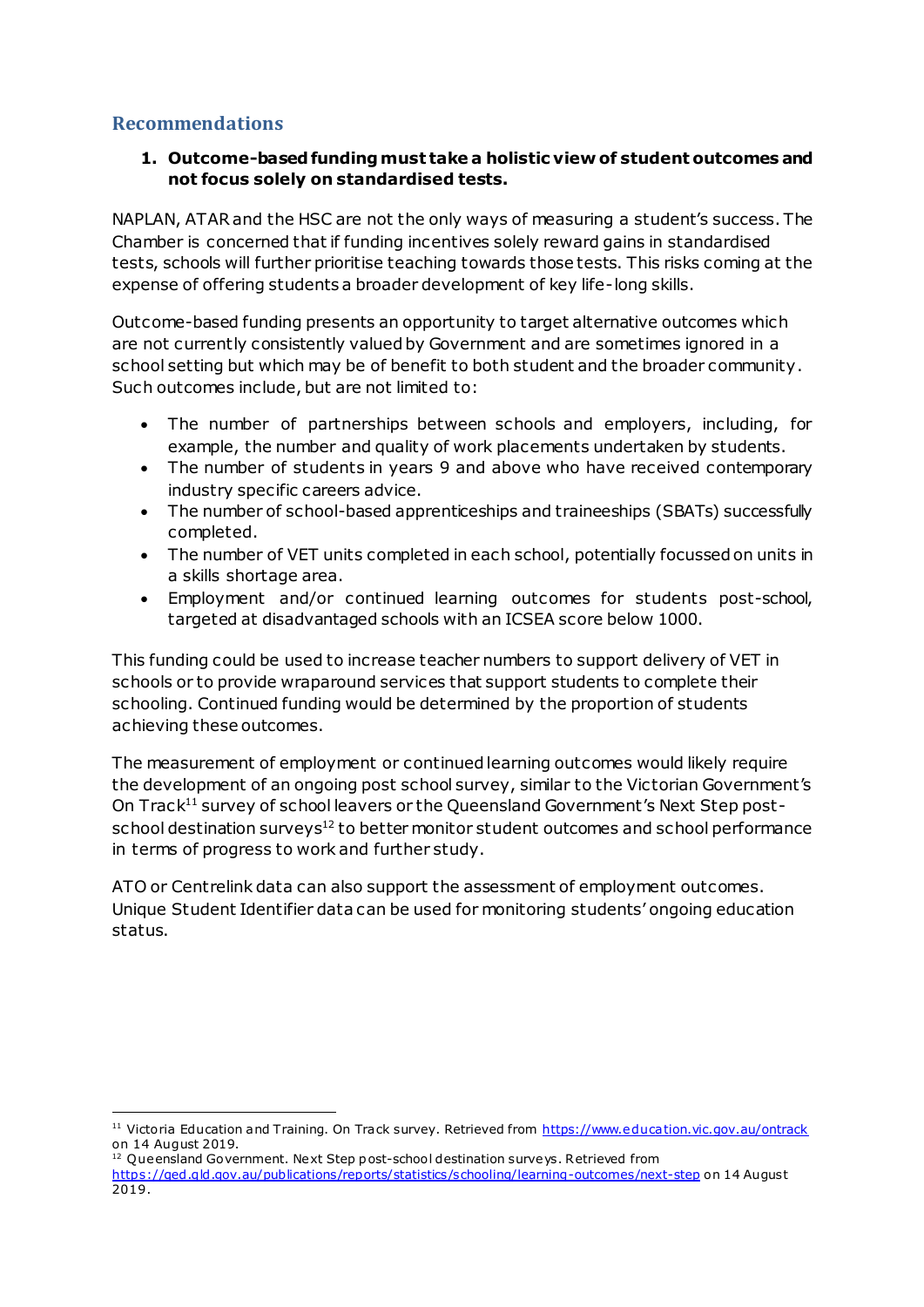## Recommendations

**1. Outcome-based funding must take a holistic view of student outcomes and not focus solely on standardised tests.**

NAPLAN, ATAR and the HSC are not the only ways of measuring a student's success. The Chamber is concerned that if funding incentives solely reward gains in standardised tests, schools will further prioritise teaching towards those tests. This risks coming at the expense of offering students a broader development of key life-long skills.

Outcome-based funding presents an opportunity to target alternative outcomes which are not currently consistently valued by Government and are sometimes ignored in a school setting but which may be of benefit to both student and the broader community. Such outcomes include, but are not limited to:

- The number of partnerships between schools and employers, including, for example, the number and quality of work placements undertaken by students.
- The number of students in years 9 and above who have received contemporary industry specific careers advice.
- The number of school-based apprenticeships and traineeships (SBATs) successfully completed.
- The number of VET units completed in each school, potentially focussed on units in a skills shortage area.
- Employment and/or continued learning outcomes for students post-school, targeted at disadvantaged schools with an ICSEA score below 1000.

This funding could be used to increase teacher numbers to support delivery of VET in schools or to provide wraparound services that support students to complete their schooling. Continued funding would be determined by the proportion of students achieving these outcomes.

The measurement of employment or continued learning outcomes would likely require the development of an ongoing post school survey, similar to the Victorian Government's On Track[11] survey of school leavers or the Queensland Government's Next Step post-school destination surveys[12] to better monitor student outcomes and school performance in terms of progress to work and further study.

ATO or Centrelink data can also support the assessment of employment outcomes. Unique Student Identifier data can be used for monitoring students' ongoing education status.

---

[11] Victoria Education and Training. On Track survey. Retrieved from https://www.education.vic.gov.au/ontrack on 14 August 2019.

[12] Queensland Government. Next Step post-school destination surveys. Retrieved from https://qed.qld.gov.au/publications/reports/statistics/schooling/learning-outcomes/next-step on 14 August 2019.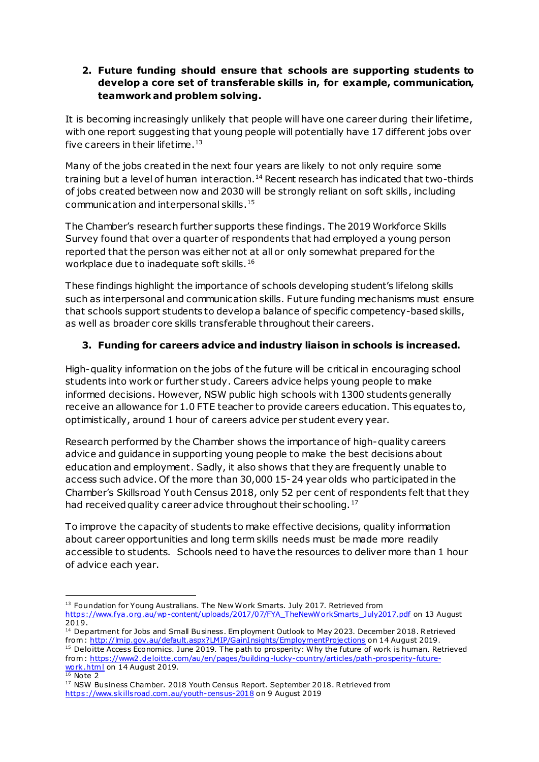2. **Future funding should ensure that schools are supporting students to develop a core set of transferable skills in, for example, communication, teamwork and problem solving.**

It is becoming increasingly unlikely that people will have one career during their lifetime, with one report suggesting that young people will potentially have 17 different jobs over five careers in their lifetime.[13]

Many of the jobs created in the next four years are likely to not only require some training but a level of human interaction.[14] Recent research has indicated that two-thirds of jobs created between now and 2030 will be strongly reliant on soft skills, including communication and interpersonal skills.[15]

The Chamber's research further supports these findings. The 2019 Workforce Skills Survey found that over a quarter of respondents that had employed a young person reported that the person was either not at all or only somewhat prepared for the workplace due to inadequate soft skills.[16]

These findings highlight the importance of schools developing student's lifelong skills such as interpersonal and communication skills. Future funding mechanisms must ensure that schools support students to develop a balance of specific competency-based skills, as well as broader core skills transferable throughout their careers.

3. **Funding for careers advice and industry liaison in schools is increased.**

High-quality information on the jobs of the future will be critical in encouraging school students into work or further study. Careers advice helps young people to make informed decisions. However, NSW public high schools with 1300 students generally receive an allowance for 1.0 FTE teacher to provide careers education. This equates to, optimistically, around 1 hour of careers advice per student every year.

Research performed by the Chamber shows the importance of high-quality careers advice and guidance in supporting young people to make the best decisions about education and employment. Sadly, it also shows that they are frequently unable to access such advice. Of the more than 30,000 15-24 year olds who participated in the Chamber's Skillsroad Youth Census 2018, only 52 per cent of respondents felt that they had received quality career advice throughout their schooling.[17]

To improve the capacity of students to make effective decisions, quality information about career opportunities and long term skills needs must be made more readily accessible to students. Schools need to have the resources to deliver more than 1 hour of advice each year.

---

[13] Foundation for Young Australians. The New Work Smarts. July 2017. Retrieved from https://www.fya.org.au/wp-content/uploads/2017/07/FYA_TheNewWorkSmarts_July2017.pdf on 13 August 2019.

[14] Department for Jobs and Small Business. Employment Outlook to May 2023. December 2018. Retrieved from: http://lmip.gov.au/default.aspx?LMIP/GainInsights/EmploymentProjections on 14 August 2019.

[15] Deloitte Access Economics. June 2019. The path to prosperity: Why the future of work is human. Retrieved from: https://www2.deloitte.com/au/en/pages/building-lucky-country/articles/path-prosperity-future-work.html on 14 August 2019.

[16] Note 2

[17] NSW Business Chamber. 2018 Youth Census Report. September 2018. Retrieved from https://www.skillsroad.com.au/youth-census-2018 on 9 August 2019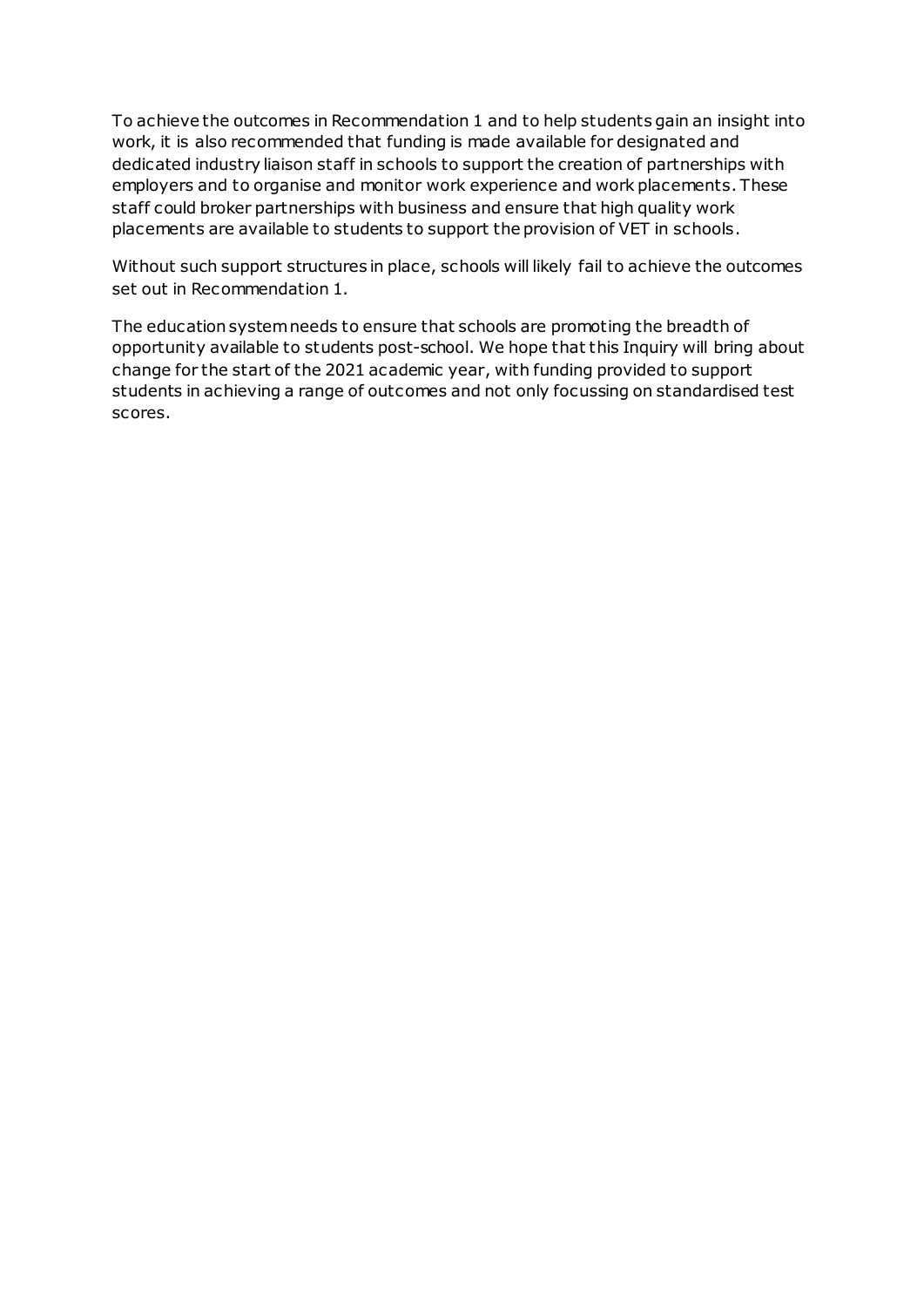To achieve the outcomes in Recommendation 1 and to help students gain an insight into work, it is also recommended that funding is made available for designated and dedicated industry liaison staff in schools to support the creation of partnerships with employers and to organise and monitor work experience and work placements. These staff could broker partnerships with business and ensure that high quality work placements are available to students to support the provision of VET in schools.

Without such support structures in place, schools will likely fail to achieve the outcomes set out in Recommendation 1.

The education system needs to ensure that schools are promoting the breadth of opportunity available to students post-school. We hope that this Inquiry will bring about change for the start of the 2021 academic year, with funding provided to support students in achieving a range of outcomes and not only focussing on standardised test scores.